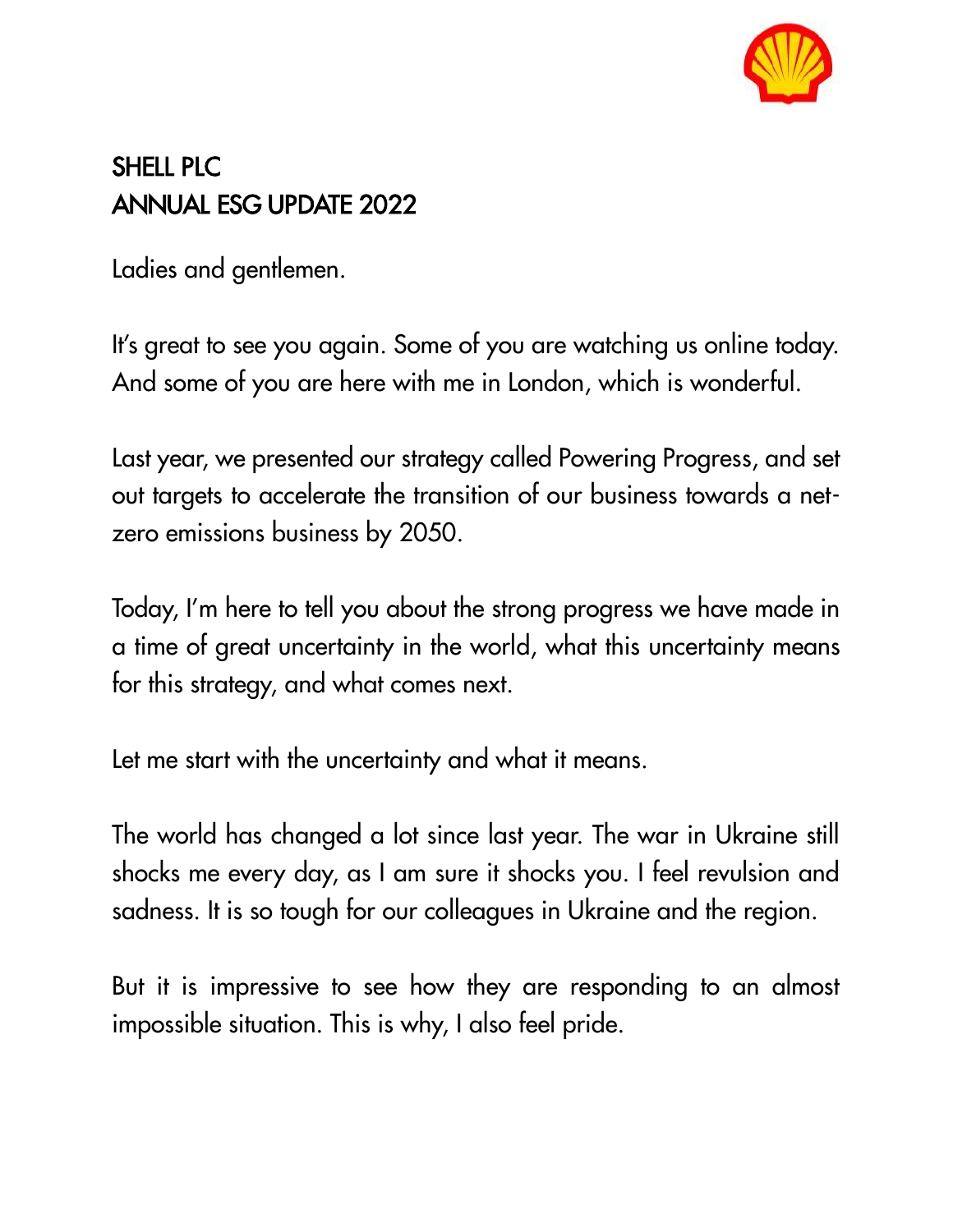# SHELL PLC
# ANNUAL ESG UPDATE 2022

Ladies and gentlemen.

It's great to see you again. Some of you are watching us online today. And some of you are here with me in London, which is wonderful.

Last year, we presented our strategy called Powering Progress, and set out targets to accelerate the transition of our business towards a net-zero emissions business by 2050.

Today, I'm here to tell you about the strong progress we have made in a time of great uncertainty in the world, what this uncertainty means for this strategy, and what comes next.

Let me start with the uncertainty and what it means.

The world has changed a lot since last year. The war in Ukraine still shocks me every day, as I am sure it shocks you. I feel revulsion and sadness. It is so tough for our colleagues in Ukraine and the region.

But it is impressive to see how they are responding to an almost impossible situation. This is why, I also feel pride.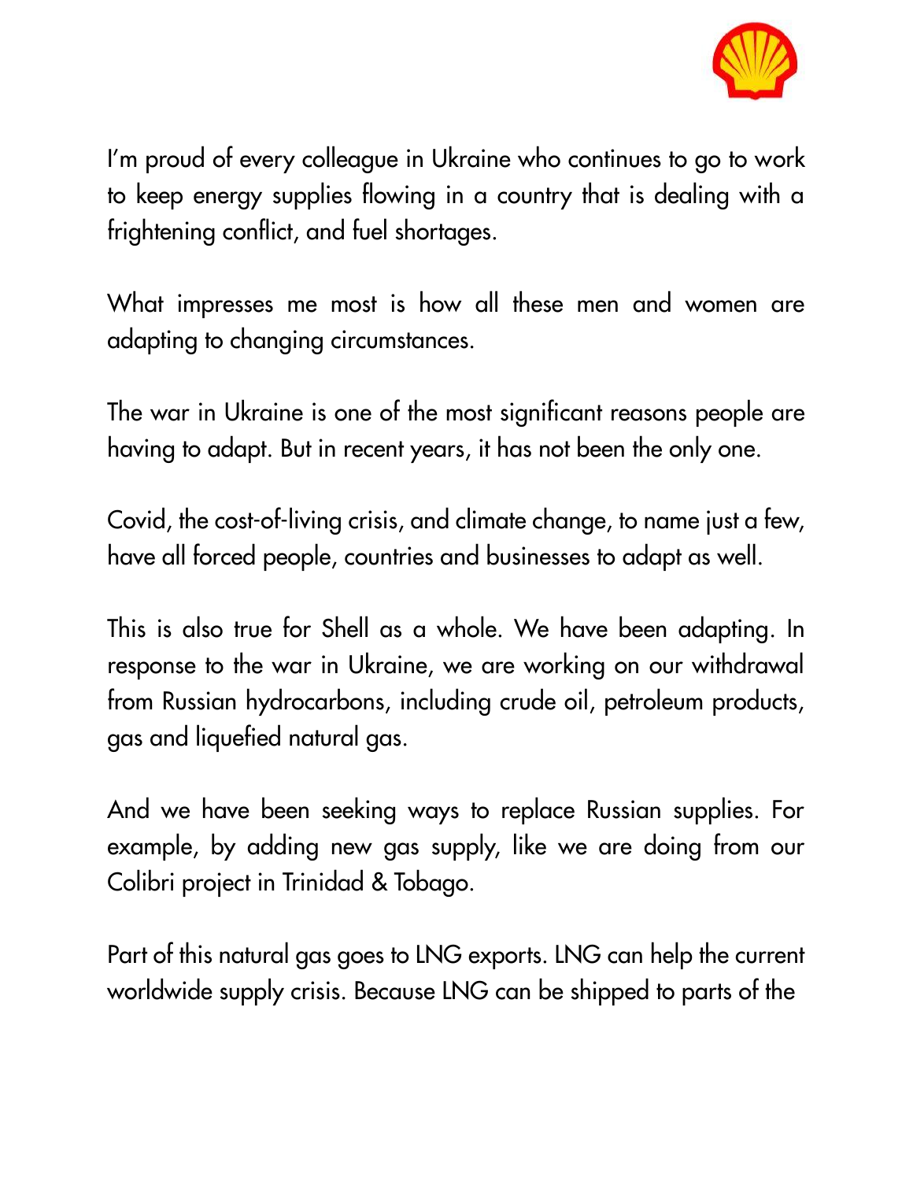I'm proud of every colleague in Ukraine who continues to go to work to keep energy supplies flowing in a country that is dealing with a frightening conflict, and fuel shortages.

What impresses me most is how all these men and women are adapting to changing circumstances.

The war in Ukraine is one of the most significant reasons people are having to adapt. But in recent years, it has not been the only one.

Covid, the cost-of-living crisis, and climate change, to name just a few, have all forced people, countries and businesses to adapt as well.

This is also true for Shell as a whole. We have been adapting. In response to the war in Ukraine, we are working on our withdrawal from Russian hydrocarbons, including crude oil, petroleum products, gas and liquefied natural gas.

And we have been seeking ways to replace Russian supplies. For example, by adding new gas supply, like we are doing from our Colibri project in Trinidad & Tobago.

Part of this natural gas goes to LNG exports. LNG can help the current worldwide supply crisis. Because LNG can be shipped to parts of the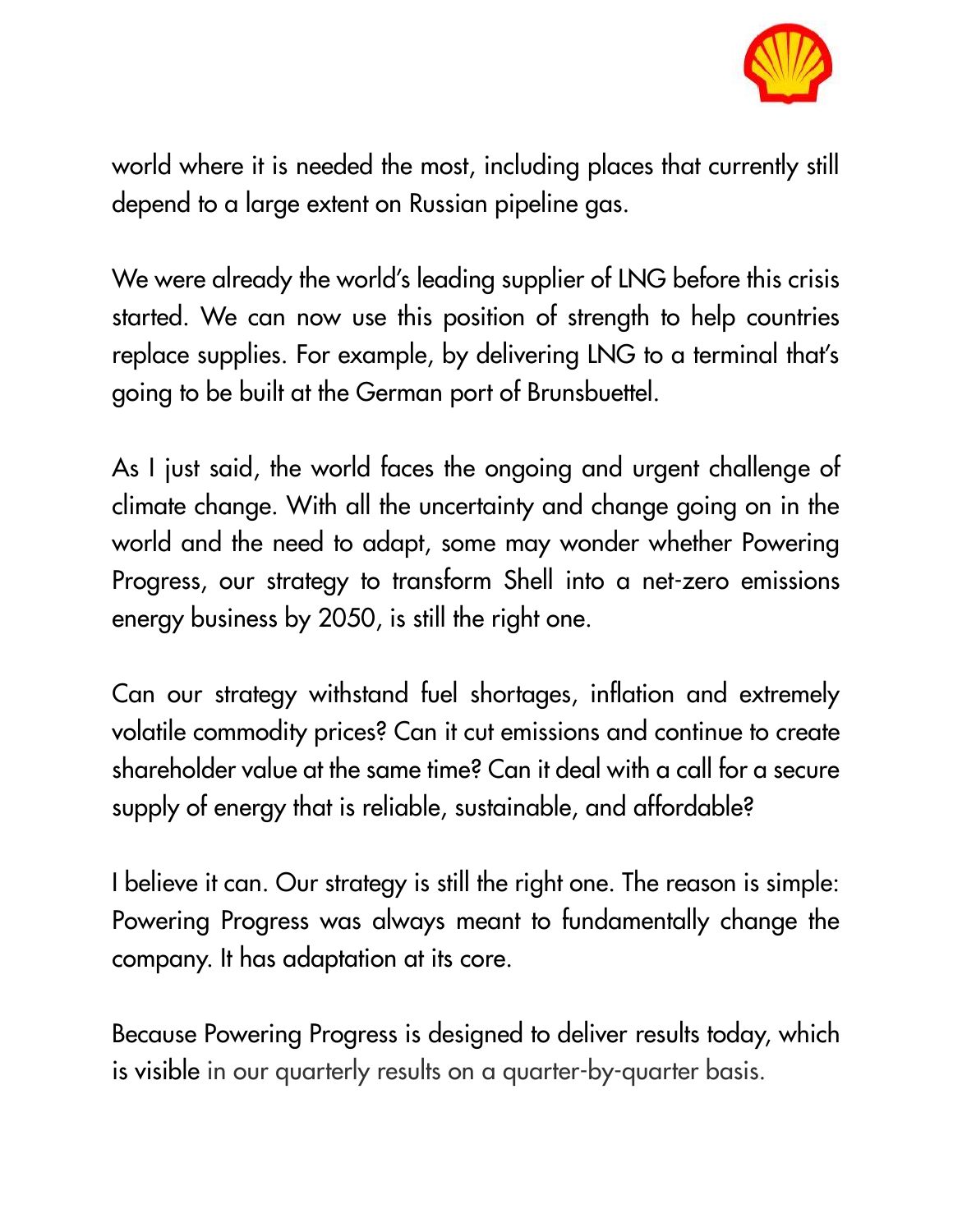world where it is needed the most, including places that currently still depend to a large extent on Russian pipeline gas.

We were already the world's leading supplier of LNG before this crisis started. We can now use this position of strength to help countries replace supplies. For example, by delivering LNG to a terminal that's going to be built at the German port of Brunsbuettel.

As I just said, the world faces the ongoing and urgent challenge of climate change. With all the uncertainty and change going on in the world and the need to adapt, some may wonder whether Powering Progress, our strategy to transform Shell into a net-zero emissions energy business by 2050, is still the right one.

Can our strategy withstand fuel shortages, inflation and extremely volatile commodity prices? Can it cut emissions and continue to create shareholder value at the same time? Can it deal with a call for a secure supply of energy that is reliable, sustainable, and affordable?

I believe it can. Our strategy is still the right one. The reason is simple: Powering Progress was always meant to fundamentally change the company. It has adaptation at its core.

Because Powering Progress is designed to deliver results today, which is visible in our quarterly results on a quarter-by-quarter basis.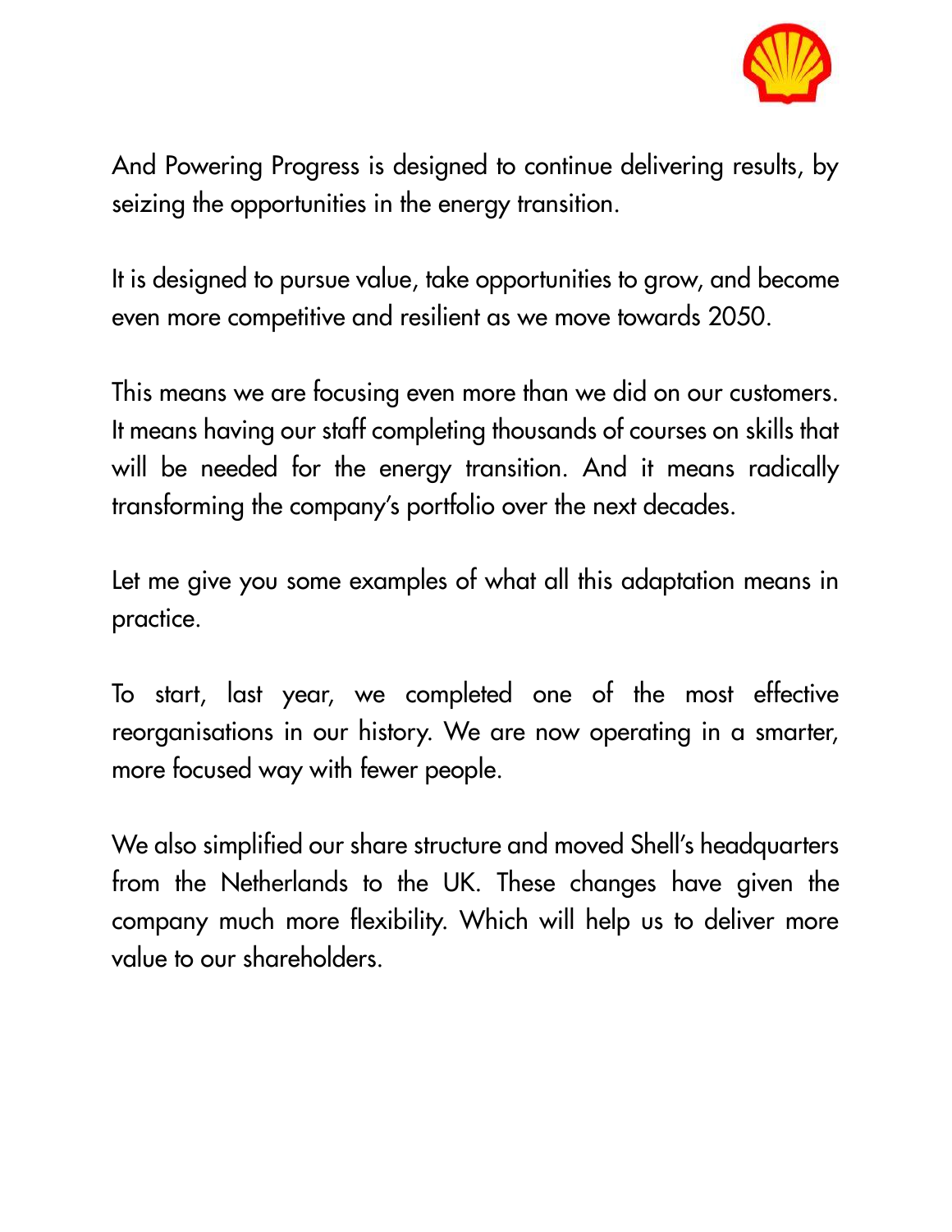And Powering Progress is designed to continue delivering results, by seizing the opportunities in the energy transition.

It is designed to pursue value, take opportunities to grow, and become even more competitive and resilient as we move towards 2050.

This means we are focusing even more than we did on our customers. It means having our staff completing thousands of courses on skills that will be needed for the energy transition. And it means radically transforming the company's portfolio over the next decades.

Let me give you some examples of what all this adaptation means in practice.

To start, last year, we completed one of the most effective reorganisations in our history. We are now operating in a smarter, more focused way with fewer people.

We also simplified our share structure and moved Shell's headquarters from the Netherlands to the UK. These changes have given the company much more flexibility. Which will help us to deliver more value to our shareholders.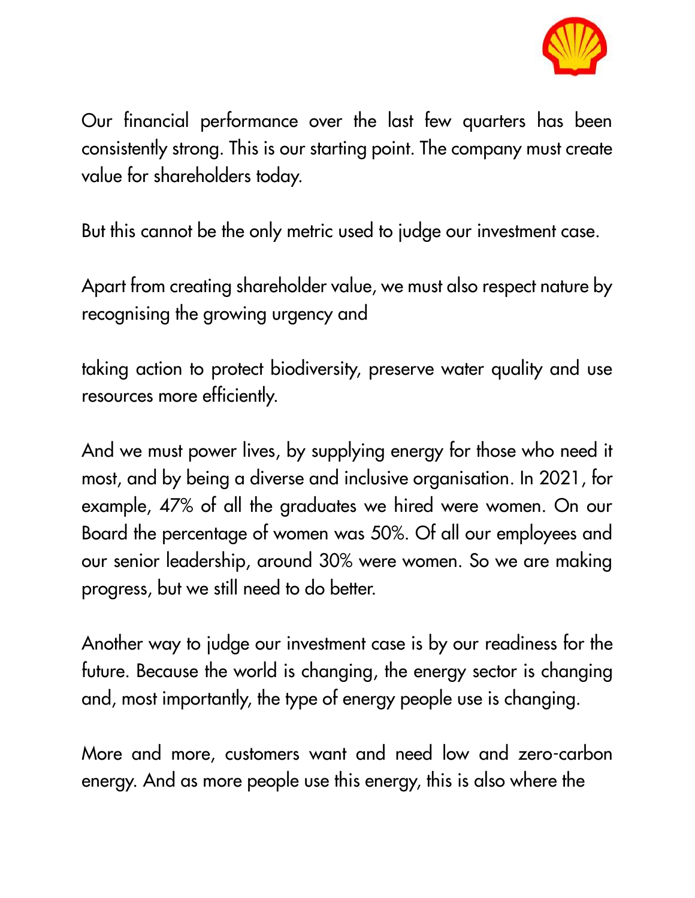Our financial performance over the last few quarters has been consistently strong. This is our starting point. The company must create value for shareholders today.

But this cannot be the only metric used to judge our investment case.

Apart from creating shareholder value, we must also respect nature by recognising the growing urgency and

taking action to protect biodiversity, preserve water quality and use resources more efficiently.

And we must power lives, by supplying energy for those who need it most, and by being a diverse and inclusive organisation. In 2021, for example, 47% of all the graduates we hired were women. On our Board the percentage of women was 50%. Of all our employees and our senior leadership, around 30% were women. So we are making progress, but we still need to do better.

Another way to judge our investment case is by our readiness for the future. Because the world is changing, the energy sector is changing and, most importantly, the type of energy people use is changing.

More and more, customers want and need low and zero-carbon energy. And as more people use this energy, this is also where the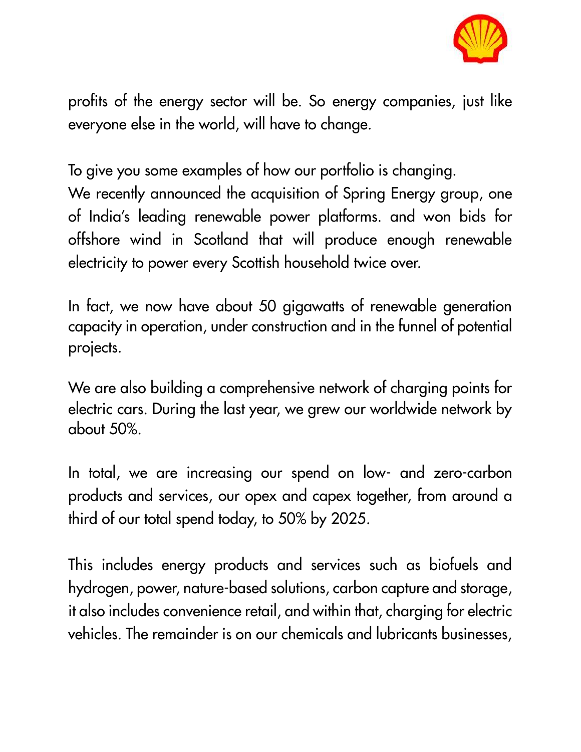profits of the energy sector will be. So energy companies, just like everyone else in the world, will have to change.

To give you some examples of how our portfolio is changing.
We recently announced the acquisition of Spring Energy group, one of India's leading renewable power platforms. and won bids for offshore wind in Scotland that will produce enough renewable electricity to power every Scottish household twice over.

In fact, we now have about 50 gigawatts of renewable generation capacity in operation, under construction and in the funnel of potential projects.

We are also building a comprehensive network of charging points for electric cars. During the last year, we grew our worldwide network by about 50%.

In total, we are increasing our spend on low- and zero-carbon products and services, our opex and capex together, from around a third of our total spend today, to 50% by 2025.

This includes energy products and services such as biofuels and hydrogen, power, nature-based solutions, carbon capture and storage, it also includes convenience retail, and within that, charging for electric vehicles. The remainder is on our chemicals and lubricants businesses,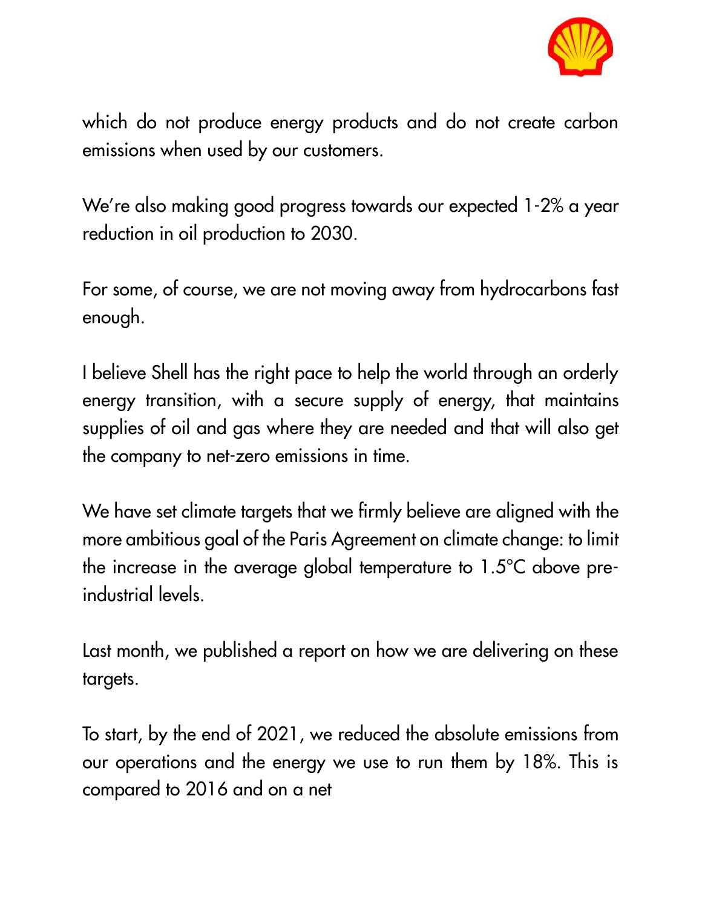which do not produce energy products and do not create carbon emissions when used by our customers.

We're also making good progress towards our expected 1-2% a year reduction in oil production to 2030.

For some, of course, we are not moving away from hydrocarbons fast enough.

I believe Shell has the right pace to help the world through an orderly energy transition, with a secure supply of energy, that maintains supplies of oil and gas where they are needed and that will also get the company to net-zero emissions in time.

We have set climate targets that we firmly believe are aligned with the more ambitious goal of the Paris Agreement on climate change: to limit the increase in the average global temperature to 1.5°C above pre-industrial levels.

Last month, we published a report on how we are delivering on these targets.

To start, by the end of 2021, we reduced the absolute emissions from our operations and the energy we use to run them by 18%. This is compared to 2016 and on a net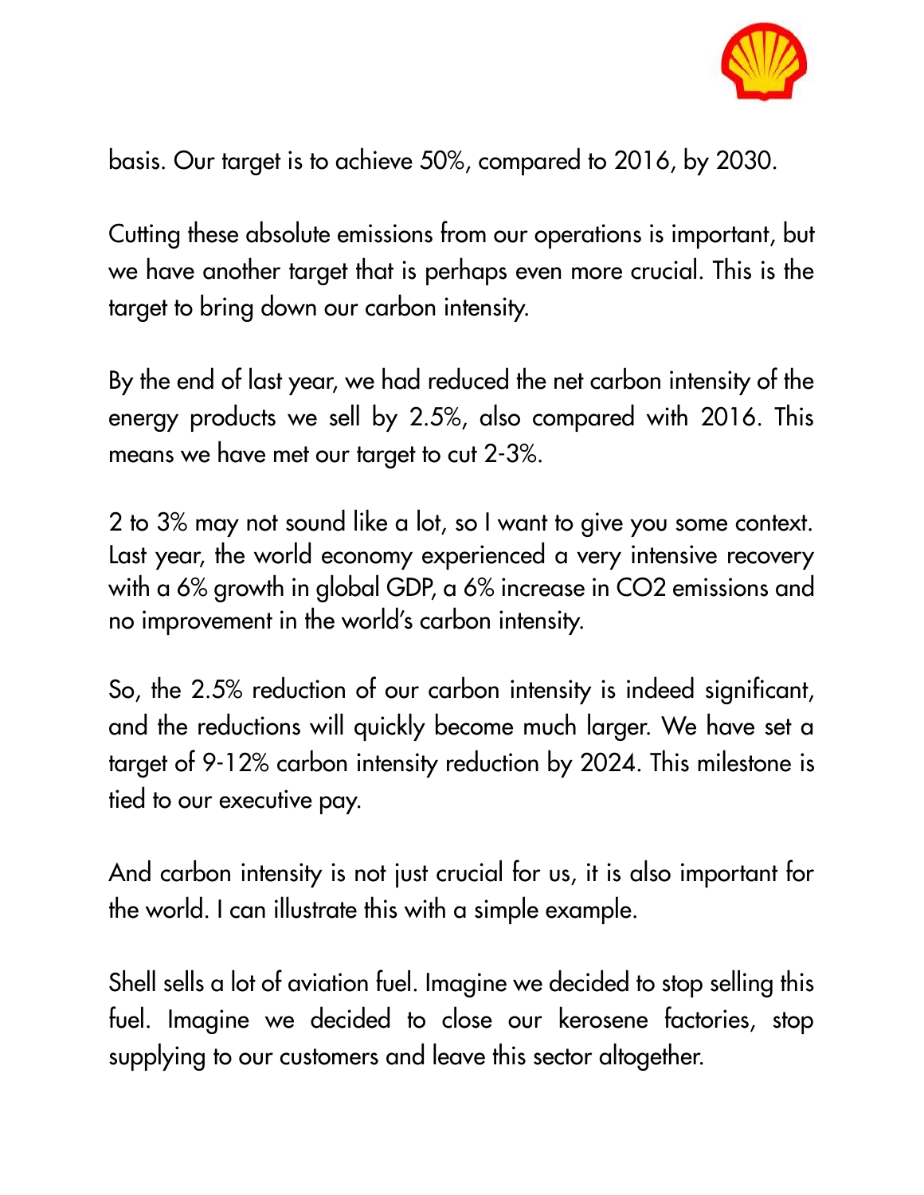basis. Our target is to achieve 50%, compared to 2016, by 2030.

Cutting these absolute emissions from our operations is important, but we have another target that is perhaps even more crucial. This is the target to bring down our carbon intensity.

By the end of last year, we had reduced the net carbon intensity of the energy products we sell by 2.5%, also compared with 2016. This means we have met our target to cut 2-3%.

2 to 3% may not sound like a lot, so I want to give you some context. Last year, the world economy experienced a very intensive recovery with a 6% growth in global GDP, a 6% increase in $CO_2$ emissions and no improvement in the world's carbon intensity.

So, the 2.5% reduction of our carbon intensity is indeed significant, and the reductions will quickly become much larger. We have set a target of 9-12% carbon intensity reduction by 2024. This milestone is tied to our executive pay.

And carbon intensity is not just crucial for us, it is also important for the world. I can illustrate this with a simple example.

Shell sells a lot of aviation fuel. Imagine we decided to stop selling this fuel. Imagine we decided to close our kerosene factories, stop supplying to our customers and leave this sector altogether.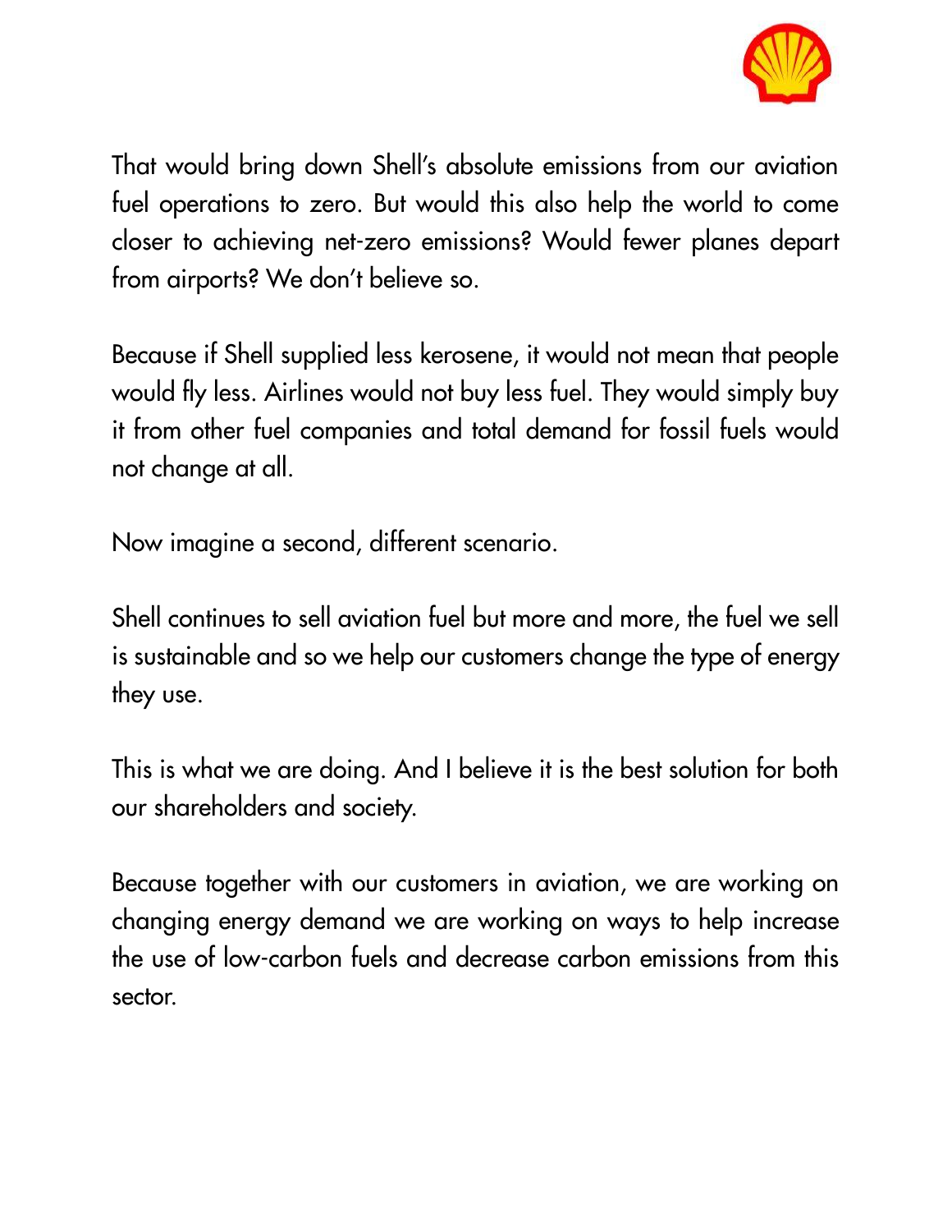That would bring down Shell's absolute emissions from our aviation fuel operations to zero. But would this also help the world to come closer to achieving net-zero emissions? Would fewer planes depart from airports? We don't believe so.

Because if Shell supplied less kerosene, it would not mean that people would fly less. Airlines would not buy less fuel. They would simply buy it from other fuel companies and total demand for fossil fuels would not change at all.

Now imagine a second, different scenario.

Shell continues to sell aviation fuel but more and more, the fuel we sell is sustainable and so we help our customers change the type of energy they use.

This is what we are doing. And I believe it is the best solution for both our shareholders and society.

Because together with our customers in aviation, we are working on changing energy demand we are working on ways to help increase the use of low-carbon fuels and decrease carbon emissions from this sector.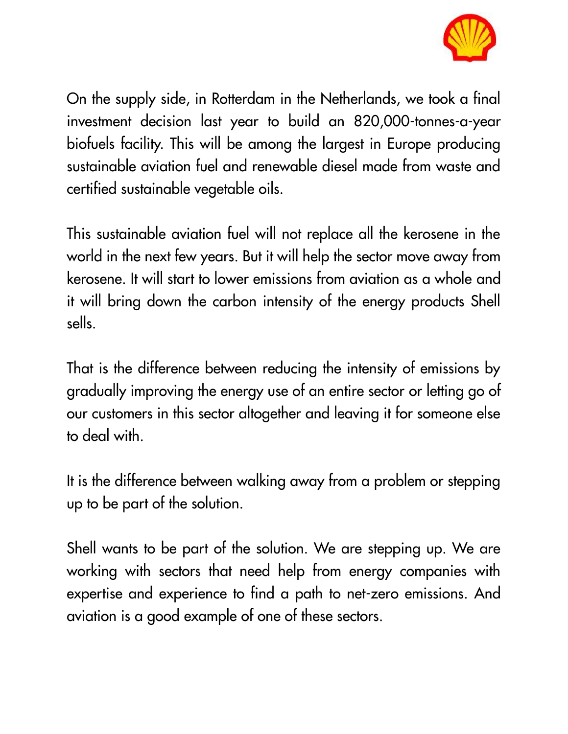On the supply side, in Rotterdam in the Netherlands, we took a final investment decision last year to build an 820,000-tonnes-a-year biofuels facility. This will be among the largest in Europe producing sustainable aviation fuel and renewable diesel made from waste and certified sustainable vegetable oils.

This sustainable aviation fuel will not replace all the kerosene in the world in the next few years. But it will help the sector move away from kerosene. It will start to lower emissions from aviation as a whole and it will bring down the carbon intensity of the energy products Shell sells.

That is the difference between reducing the intensity of emissions by gradually improving the energy use of an entire sector or letting go of our customers in this sector altogether and leaving it for someone else to deal with.

It is the difference between walking away from a problem or stepping up to be part of the solution.

Shell wants to be part of the solution. We are stepping up. We are working with sectors that need help from energy companies with expertise and experience to find a path to net-zero emissions. And aviation is a good example of one of these sectors.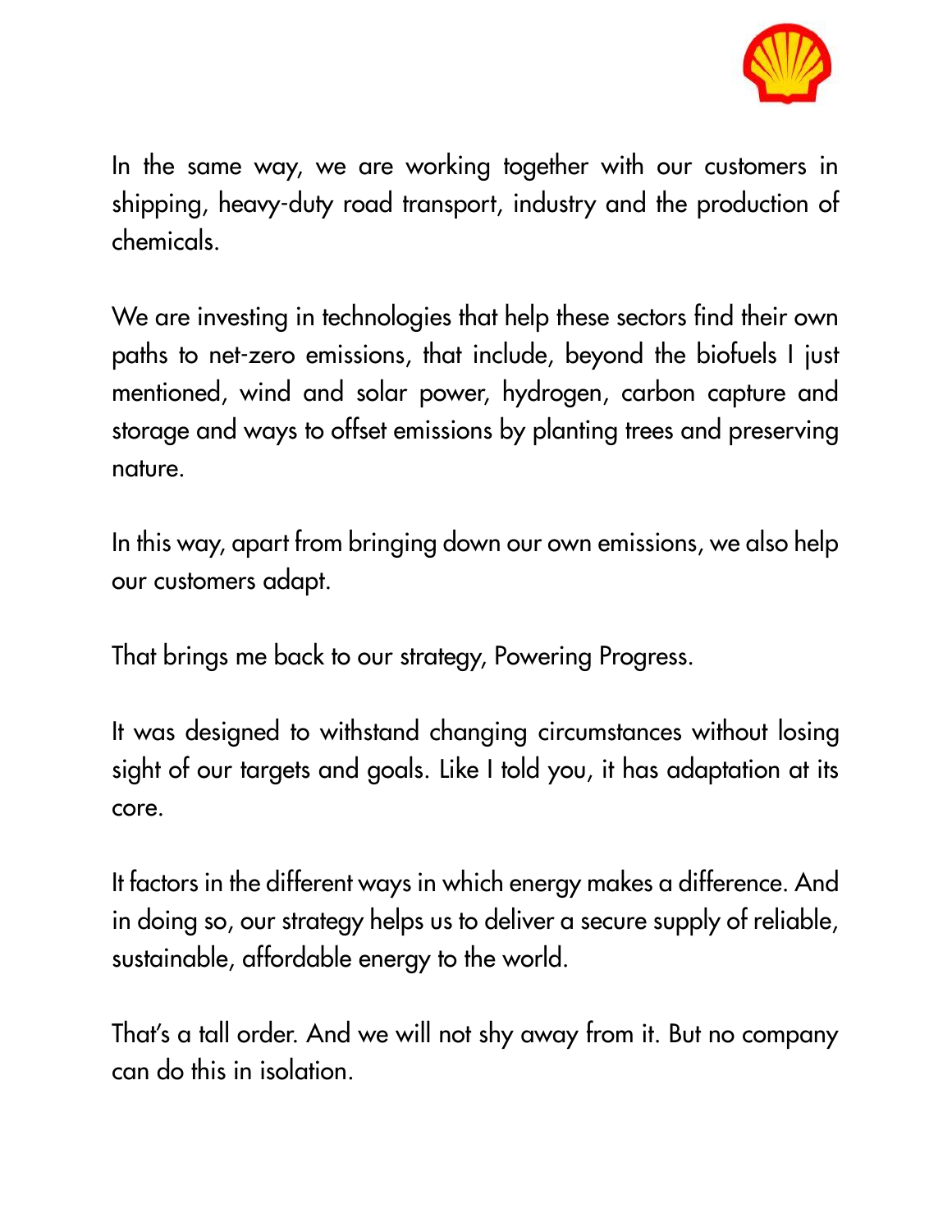In the same way, we are working together with our customers in shipping, heavy-duty road transport, industry and the production of chemicals.

We are investing in technologies that help these sectors find their own paths to net-zero emissions, that include, beyond the biofuels I just mentioned, wind and solar power, hydrogen, carbon capture and storage and ways to offset emissions by planting trees and preserving nature.

In this way, apart from bringing down our own emissions, we also help our customers adapt.

That brings me back to our strategy, Powering Progress.

It was designed to withstand changing circumstances without losing sight of our targets and goals. Like I told you, it has adaptation at its core.

It factors in the different ways in which energy makes a difference. And in doing so, our strategy helps us to deliver a secure supply of reliable, sustainable, affordable energy to the world.

That's a tall order. And we will not shy away from it. But no company can do this in isolation.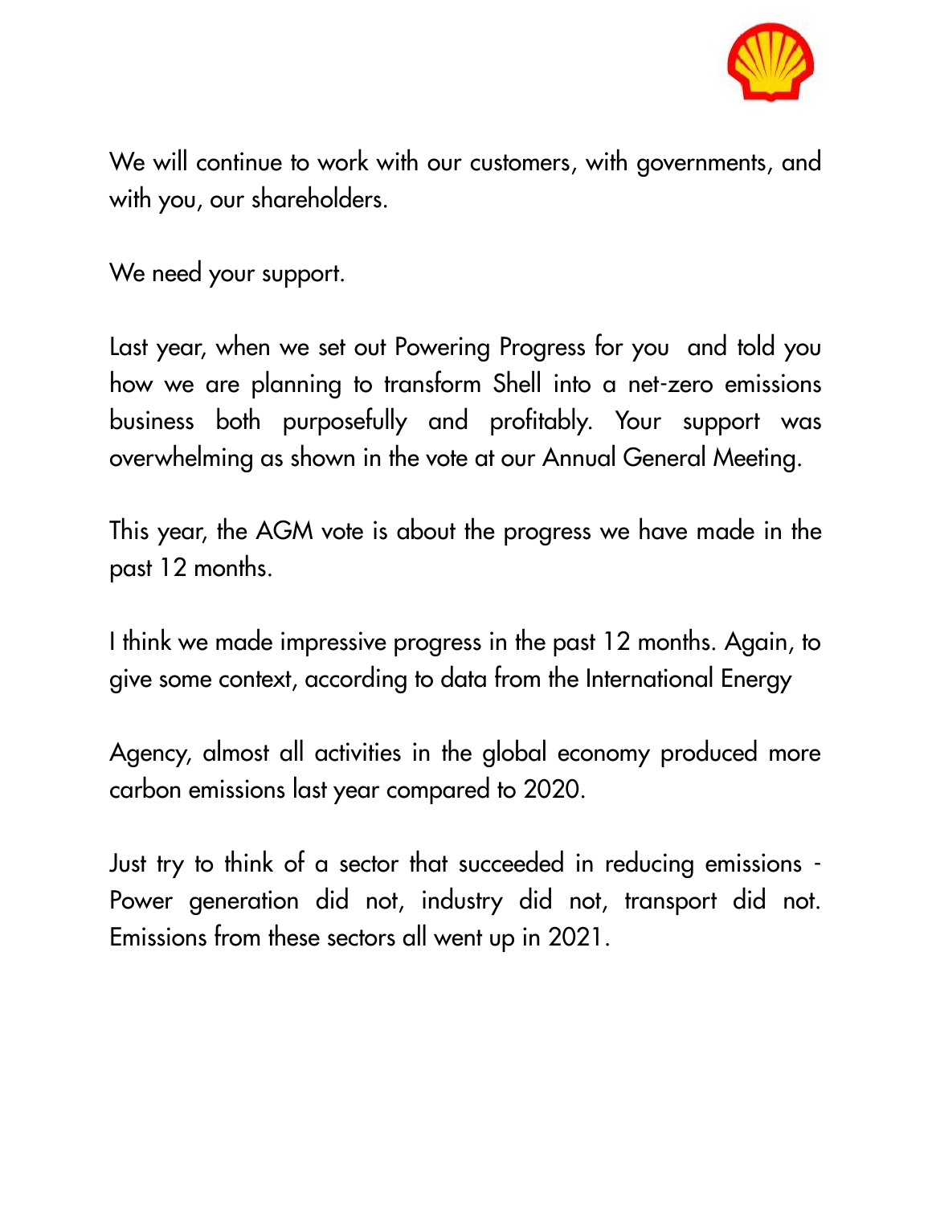We will continue to work with our customers, with governments, and with you, our shareholders.

We need your support.

Last year, when we set out Powering Progress for you  and told you how we are planning to transform Shell into a net-zero emissions business both purposefully and profitably. Your support was overwhelming as shown in the vote at our Annual General Meeting.

This year, the AGM vote is about the progress we have made in the past 12 months.

I think we made impressive progress in the past 12 months. Again, to give some context, according to data from the International Energy

Agency, almost all activities in the global economy produced more carbon emissions last year compared to 2020.

Just try to think of a sector that succeeded in reducing emissions - Power generation did not, industry did not, transport did not. Emissions from these sectors all went up in 2021.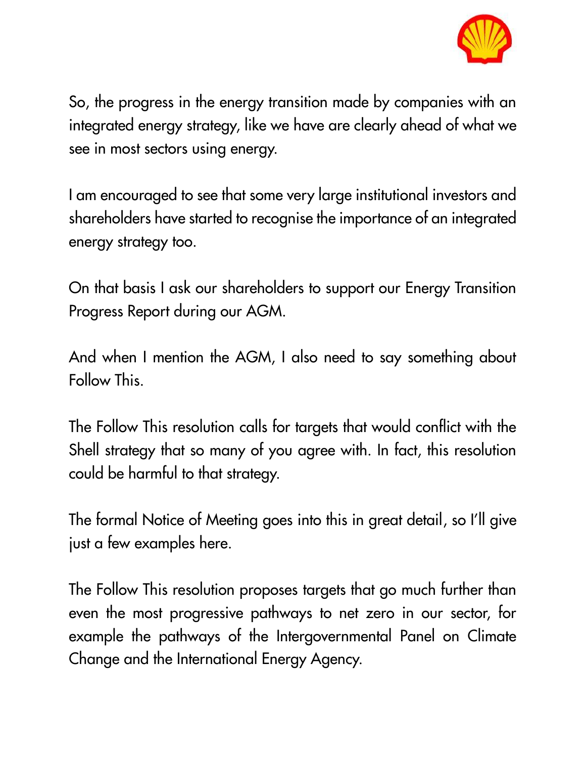So, the progress in the energy transition made by companies with an integrated energy strategy, like we have are clearly ahead of what we see in most sectors using energy.

I am encouraged to see that some very large institutional investors and shareholders have started to recognise the importance of an integrated energy strategy too.

On that basis I ask our shareholders to support our Energy Transition Progress Report during our AGM.

And when I mention the AGM, I also need to say something about Follow This.

The Follow This resolution calls for targets that would conflict with the Shell strategy that so many of you agree with. In fact, this resolution could be harmful to that strategy.

The formal Notice of Meeting goes into this in great detail, so I'll give just a few examples here.

The Follow This resolution proposes targets that go much further than even the most progressive pathways to net zero in our sector, for example the pathways of the Intergovernmental Panel on Climate Change and the International Energy Agency.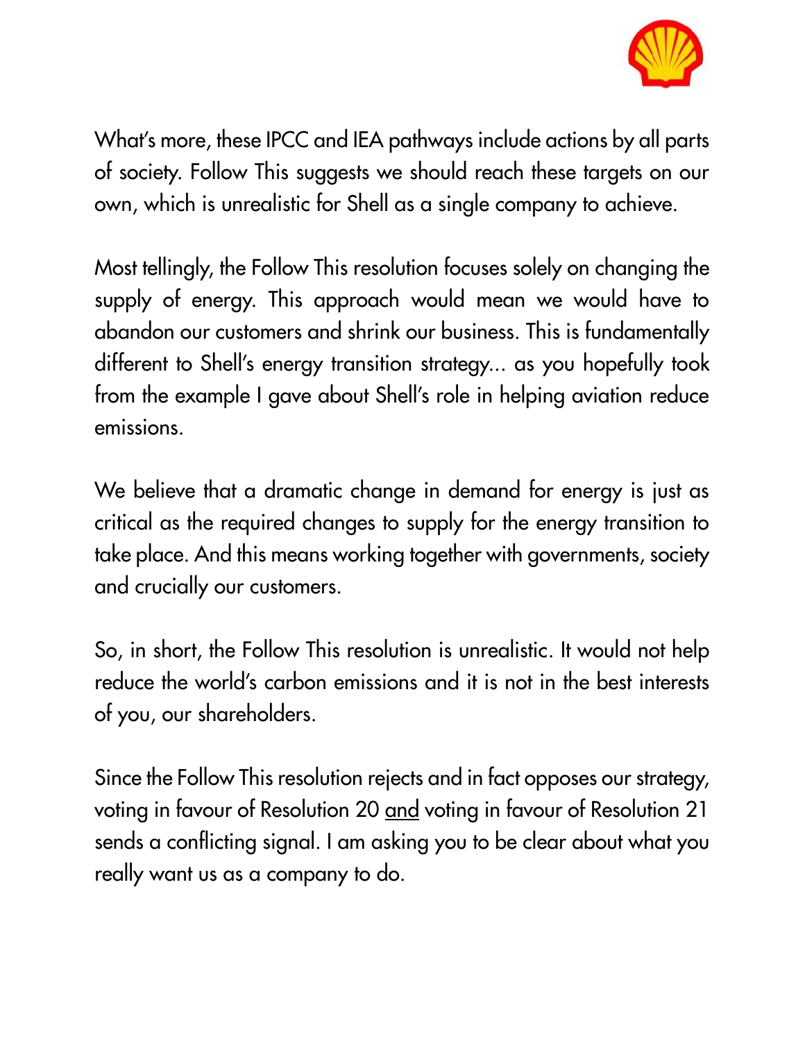What's more, these IPCC and IEA pathways include actions by all parts of society. Follow This suggests we should reach these targets on our own, which is unrealistic for Shell as a single company to achieve.

Most tellingly, the Follow This resolution focuses solely on changing the supply of energy. This approach would mean we would have to abandon our customers and shrink our business. This is fundamentally different to Shell's energy transition strategy… as you hopefully took from the example I gave about Shell's role in helping aviation reduce emissions.

We believe that a dramatic change in demand for energy is just as critical as the required changes to supply for the energy transition to take place. And this means working together with governments, society and crucially our customers.

So, in short, the Follow This resolution is unrealistic. It would not help reduce the world's carbon emissions and it is not in the best interests of you, our shareholders.

Since the Follow This resolution rejects and in fact opposes our strategy, voting in favour of Resolution 20 <u>and</u> voting in favour of Resolution 21 sends a conflicting signal. I am asking you to be clear about what you really want us as a company to do.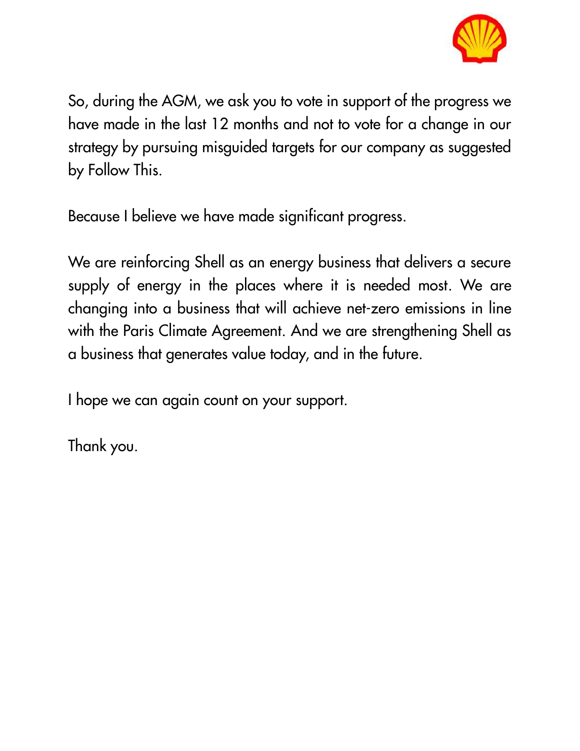So, during the AGM, we ask you to vote in support of the progress we have made in the last 12 months and not to vote for a change in our strategy by pursuing misguided targets for our company as suggested by Follow This.

Because I believe we have made significant progress.

We are reinforcing Shell as an energy business that delivers a secure supply of energy in the places where it is needed most. We are changing into a business that will achieve net-zero emissions in line with the Paris Climate Agreement. And we are strengthening Shell as a business that generates value today, and in the future.

I hope we can again count on your support.

Thank you.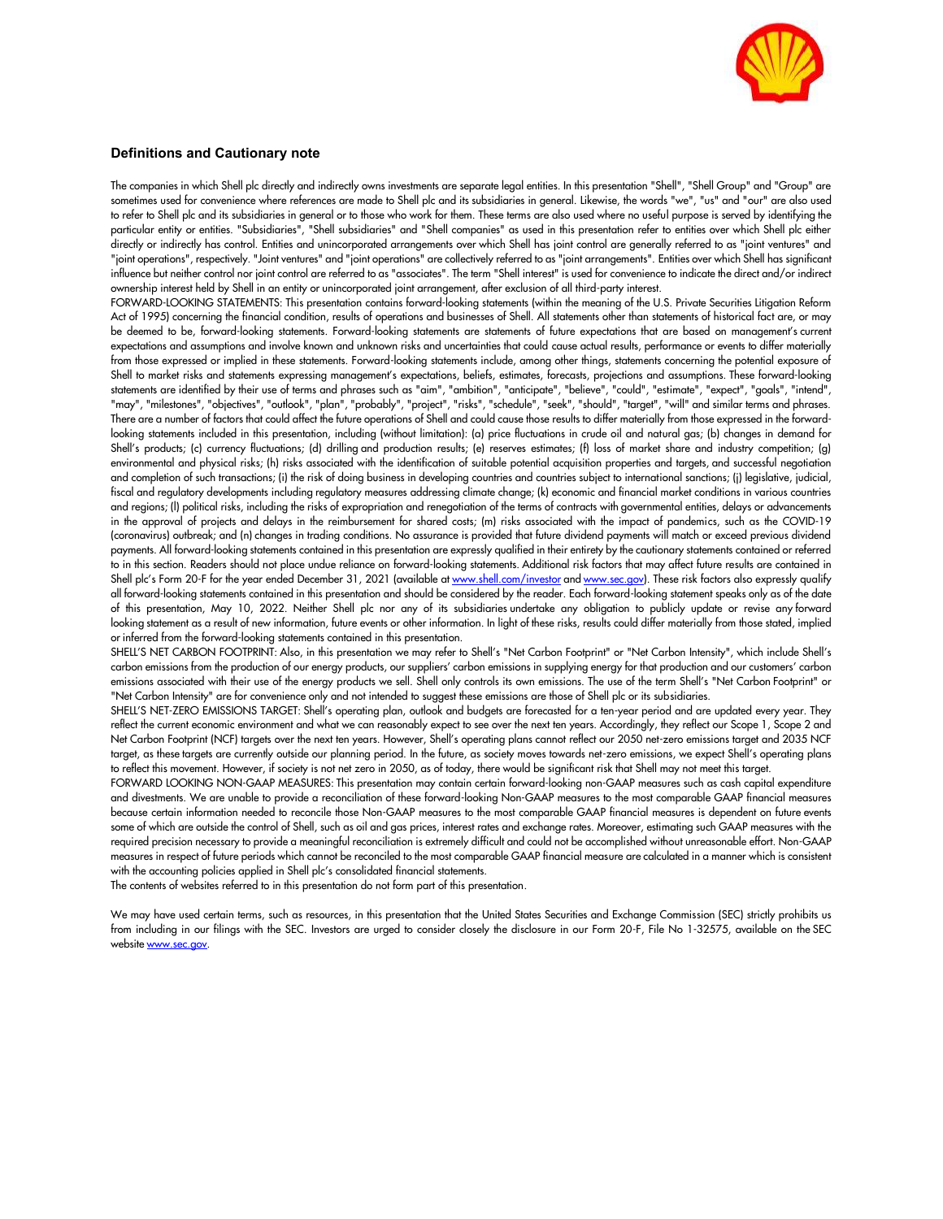## Definitions and Cautionary note

The companies in which Shell plc directly and indirectly owns investments are separate legal entities. In this presentation "Shell", "Shell Group" and "Group" are sometimes used for convenience where references are made to Shell plc and its subsidiaries in general. Likewise, the words "we", "us" and "our" are also used to refer to Shell plc and its subsidiaries in general or to those who work for them. These terms are also used where no useful purpose is served by identifying the particular entity or entities. "Subsidiaries", "Shell subsidiaries" and "Shell companies" as used in this presentation refer to entities over which Shell plc either directly or indirectly has control. Entities and unincorporated arrangements over which Shell has joint control are generally referred to as "joint ventures" and "joint operations", respectively. "Joint ventures" and "joint operations" are collectively referred to as "joint arrangements". Entities over which Shell has significant influence but neither control nor joint control are referred to as "associates". The term "Shell interest" is used for convenience to indicate the direct and/or indirect ownership interest held by Shell in an entity or unincorporated joint arrangement, after exclusion of all third-party interest.

FORWARD-LOOKING STATEMENTS: This presentation contains forward-looking statements (within the meaning of the U.S. Private Securities Litigation Reform Act of 1995) concerning the financial condition, results of operations and businesses of Shell. All statements other than statements of historical fact are, or may be deemed to be, forward-looking statements. Forward-looking statements are statements of future expectations that are based on management's current expectations and assumptions and involve known and unknown risks and uncertainties that could cause actual results, performance or events to differ materially from those expressed or implied in these statements. Forward-looking statements include, among other things, statements concerning the potential exposure of Shell to market risks and statements expressing management's expectations, beliefs, estimates, forecasts, projections and assumptions. These forward-looking statements are identified by their use of terms and phrases such as "aim", "ambition", "anticipate", "believe", "could", "estimate", "expect", "goals", "intend", "may", "milestones", "objectives", "outlook", "plan", "probably", "project", "risks", "schedule", "seek", "should", "target", "will" and similar terms and phrases. There are a number of factors that could affect the future operations of Shell and could cause those results to differ materially from those expressed in the forward-looking statements included in this presentation, including (without limitation): (a) price fluctuations in crude oil and natural gas; (b) changes in demand for Shell's products; (c) currency fluctuations; (d) drilling and production results; (e) reserves estimates; (f) loss of market share and industry competition; (g) environmental and physical risks; (h) risks associated with the identification of suitable potential acquisition properties and targets, and successful negotiation and completion of such transactions; (i) the risk of doing business in developing countries and countries subject to international sanctions; (j) legislative, judicial, fiscal and regulatory developments including regulatory measures addressing climate change; (k) economic and financial market conditions in various countries and regions; (l) political risks, including the risks of expropriation and renegotiation of the terms of contracts with governmental entities, delays or advancements in the approval of projects and delays in the reimbursement for shared costs; (m) risks associated with the impact of pandemics, such as the COVID-19 (coronavirus) outbreak; and (n) changes in trading conditions. No assurance is provided that future dividend payments will match or exceed previous dividend payments. All forward-looking statements contained in this presentation are expressly qualified in their entirety by the cautionary statements contained or referred to in this section. Readers should not place undue reliance on forward-looking statements. Additional risk factors that may affect future results are contained in Shell plc's Form 20-F for the year ended December 31, 2021 (available at www.shell.com/investor and www.sec.gov). These risk factors also expressly qualify all forward-looking statements contained in this presentation and should be considered by the reader. Each forward-looking statement speaks only as of the date of this presentation, May 10, 2022. Neither Shell plc nor any of its subsidiaries undertake any obligation to publicly update or revise any forward looking statement as a result of new information, future events or other information. In light of these risks, results could differ materially from those stated, implied or inferred from the forward-looking statements contained in this presentation.

SHELL'S NET CARBON FOOTPRINT: Also, in this presentation we may refer to Shell's "Net Carbon Footprint" or "Net Carbon Intensity", which include Shell's carbon emissions from the production of our energy products, our suppliers' carbon emissions in supplying energy for that production and our customers' carbon emissions associated with their use of the energy products we sell. Shell only controls its own emissions. The use of the term Shell's "Net Carbon Footprint" or "Net Carbon Intensity" are for convenience only and not intended to suggest these emissions are those of Shell plc or its subsidiaries.

SHELL'S NET-ZERO EMISSIONS TARGET: Shell's operating plan, outlook and budgets are forecasted for a ten-year period and are updated every year. They reflect the current economic environment and what we can reasonably expect to see over the next ten years. Accordingly, they reflect our Scope 1, Scope 2 and Net Carbon Footprint (NCF) targets over the next ten years. However, Shell's operating plans cannot reflect our 2050 net-zero emissions target and 2035 NCF target, as these targets are currently outside our planning period. In the future, as society moves towards net-zero emissions, we expect Shell's operating plans to reflect this movement. However, if society is not net zero in 2050, as of today, there would be significant risk that Shell may not meet this target.

FORWARD LOOKING NON-GAAP MEASURES: This presentation may contain certain forward-looking non-GAAP measures such as cash capital expenditure and divestments. We are unable to provide a reconciliation of these forward-looking Non-GAAP measures to the most comparable GAAP financial measures because certain information needed to reconcile those Non-GAAP measures to the most comparable GAAP financial measures is dependent on future events some of which are outside the control of Shell, such as oil and gas prices, interest rates and exchange rates. Moreover, estimating such GAAP measures with the required precision necessary to provide a meaningful reconciliation is extremely difficult and could not be accomplished without unreasonable effort. Non-GAAP measures in respect of future periods which cannot be reconciled to the most comparable GAAP financial measure are calculated in a manner which is consistent with the accounting policies applied in Shell plc's consolidated financial statements.

The contents of websites referred to in this presentation do not form part of this presentation.

We may have used certain terms, such as resources, in this presentation that the United States Securities and Exchange Commission (SEC) strictly prohibits us from including in our filings with the SEC. Investors are urged to consider closely the disclosure in our Form 20-F, File No 1-32575, available on the SEC website www.sec.gov.